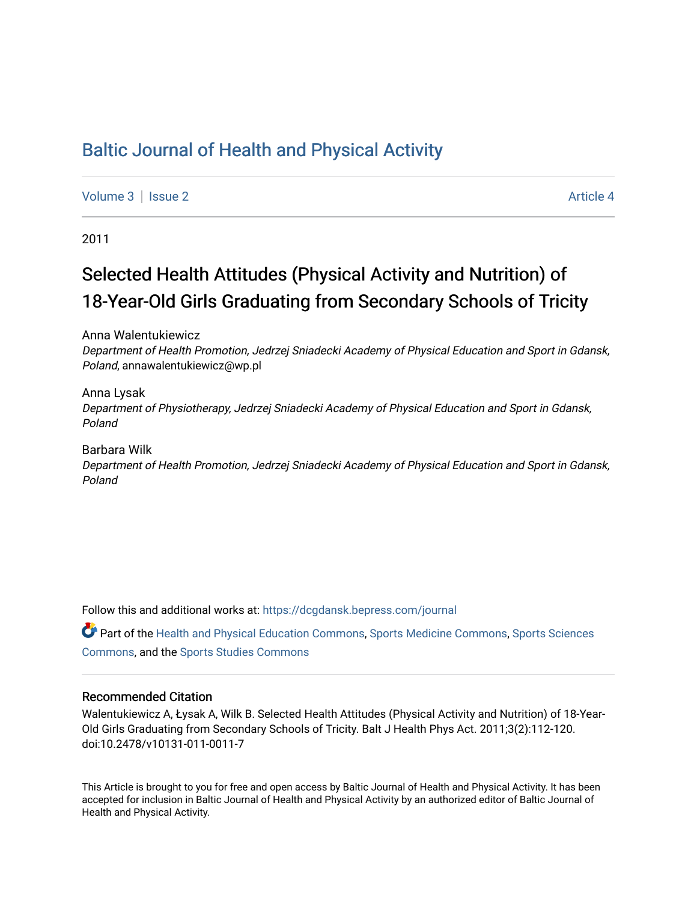# Baltic Journal of Health and Physical Activity

Volume 3 | Issue 2 | Article 4

2011

## Selected Health Attitudes (Physical Activity and Nutrition) of 18-Year-Old Girls Graduating from Secondary Schools of Tricity

Anna Walentukiewicz
*Department of Health Promotion, Jedrzej Sniadecki Academy of Physical Education and Sport in Gdansk, Poland*, annawalentukiewicz@wp.pl

Anna Lysak
*Department of Physiotherapy, Jedrzej Sniadecki Academy of Physical Education and Sport in Gdansk, Poland*

Barbara Wilk
*Department of Health Promotion, Jedrzej Sniadecki Academy of Physical Education and Sport in Gdansk, Poland*

Follow this and additional works at: https://dcgdansk.bepress.com/journal

Part of the Health and Physical Education Commons, Sports Medicine Commons, Sports Sciences Commons, and the Sports Studies Commons

### Recommended Citation

Walentukiewicz A, Łysak A, Wilk B. Selected Health Attitudes (Physical Activity and Nutrition) of 18-Year-Old Girls Graduating from Secondary Schools of Tricity. Balt J Health Phys Act. 2011;3(2):112-120. doi:10.2478/v10131-011-0011-7

This Article is brought to you for free and open access by Baltic Journal of Health and Physical Activity. It has been accepted for inclusion in Baltic Journal of Health and Physical Activity by an authorized editor of Baltic Journal of Health and Physical Activity.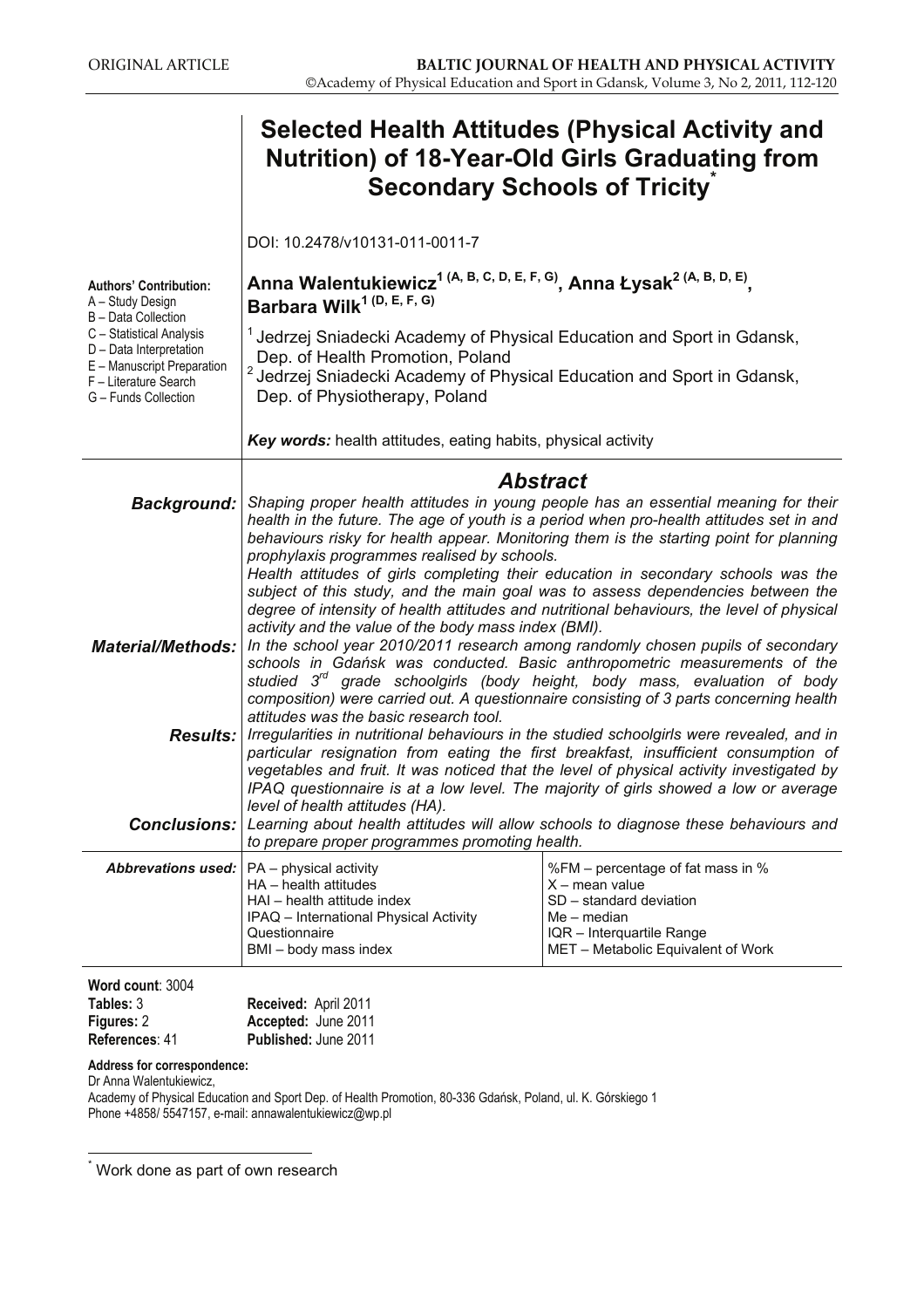ORIGINAL ARTICLE

# Selected Health Attitudes (Physical Activity and Nutrition) of 18-Year-Old Girls Graduating from Secondary Schools of Tricity[*]

DOI: 10.2478/v10131-011-0011-7

**Authors' Contribution:**
A – Study Design
B – Data Collection
C – Statistical Analysis
D – Data Interpretation
E – Manuscript Preparation
F – Literature Search
G – Funds Collection

**Anna Walentukiewicz[1 (A, B, C, D, E, F, G)], Anna Łysak[2 (A, B, D, E)], Barbara Wilk[1 (D, E, F, G)]**

[1] Jedrzej Sniadecki Academy of Physical Education and Sport in Gdansk, Dep. of Health Promotion, Poland
[2] Jedrzej Sniadecki Academy of Physical Education and Sport in Gdansk, Dep. of Physiotherapy, Poland

***Key words:*** health attitudes, eating habits, physical activity

## *Abstract*

***Background:*** *Shaping proper health attitudes in young people has an essential meaning for their health in the future. The age of youth is a period when pro-health attitudes set in and behaviours risky for health appear. Monitoring them is the starting point for planning prophylaxis programmes realised by schools.*
*Health attitudes of girls completing their education in secondary schools was the subject of this study, and the main goal was to assess dependencies between the degree of intensity of health attitudes and nutritional behaviours, the level of physical activity and the value of the body mass index (BMI).*

***Material/Methods:*** *In the school year 2010/2011 research among randomly chosen pupils of secondary schools in Gdańsk was conducted. Basic anthropometric measurements of the studied 3rd grade schoolgirls (body height, body mass, evaluation of body composition) were carried out. A questionnaire consisting of 3 parts concerning health attitudes was the basic research tool.*

***Results:*** *Irregularities in nutritional behaviours in the studied schoolgirls were revealed, and in particular resignation from eating the first breakfast, insufficient consumption of vegetables and fruit. It was noticed that the level of physical activity investigated by IPAQ questionnaire is at a low level. The majority of girls showed a low or average level of health attitudes (HA).*

***Conclusions:*** *Learning about health attitudes will allow schools to diagnose these behaviours and to prepare proper programmes promoting health.*

***Abbrevations used:***

| | |
|---|---|
| PA – physical activity | %FM – percentage of fat mass in % |
| HA – health attitudes | X – mean value |
| HAI – health attitude index | SD – standard deviation |
| IPAQ – International Physical Activity Questionnaire | Me – median |
| BMI – body mass index | IQR – Interquartile Range |
| | MET – Metabolic Equivalent of Work |

**Word count**: 3004
**Tables:** 3
**Figures:** 2
**References**: 41

**Received:** April 2011
**Accepted:** June 2011
**Published:** June 2011

**Address for correspondence:**
Dr Anna Walentukiewicz,
Academy of Physical Education and Sport Dep. of Health Promotion, 80-336 Gdańsk, Poland, ul. K. Górskiego 1
Phone +4858/ 5547157, e-mail: annawalentukiewicz@wp.pl

[*] Work done as part of own research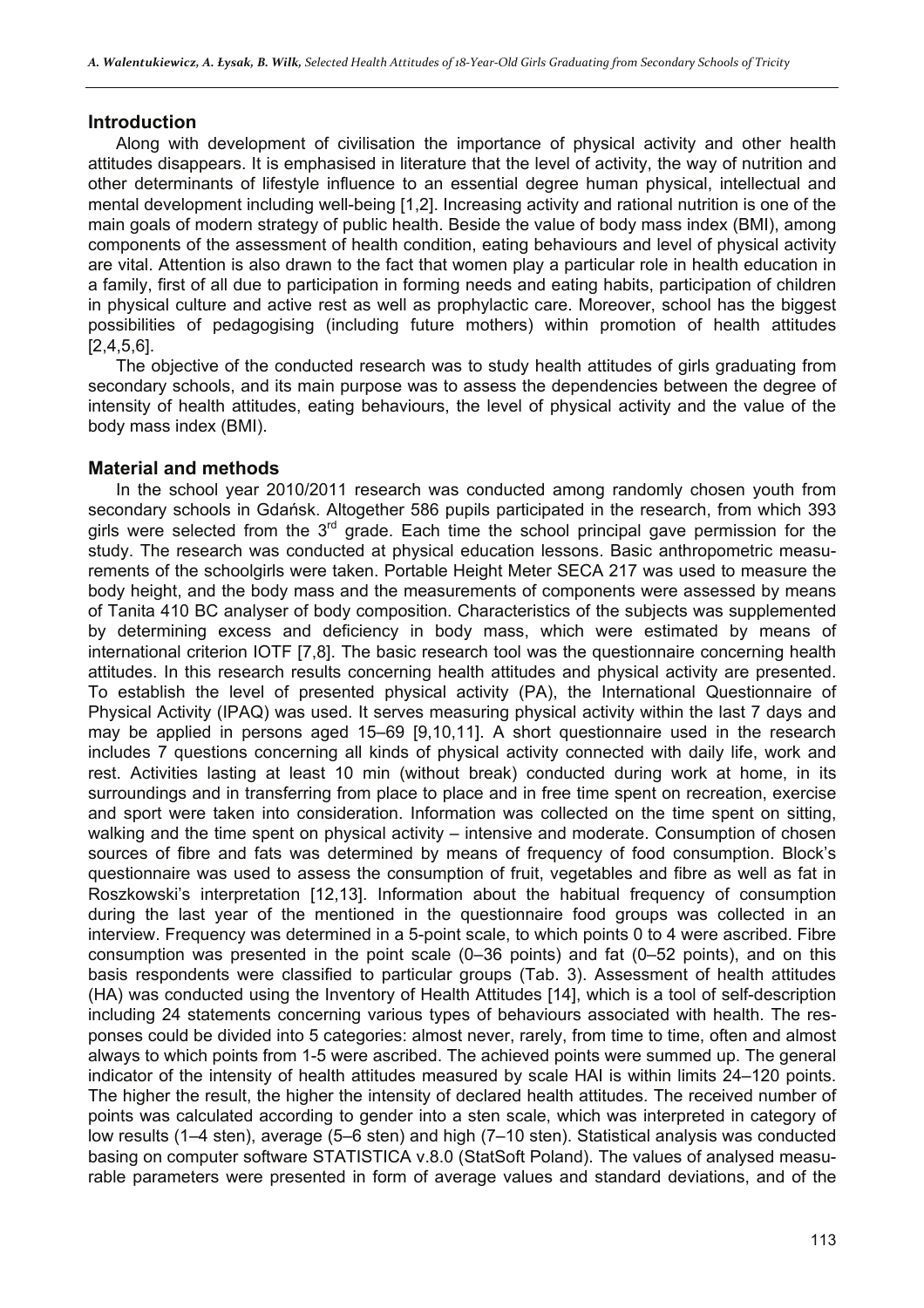## Introduction

Along with development of civilisation the importance of physical activity and other health attitudes disappears. It is emphasised in literature that the level of activity, the way of nutrition and other determinants of lifestyle influence to an essential degree human physical, intellectual and mental development including well-being [1,2]. Increasing activity and rational nutrition is one of the main goals of modern strategy of public health. Beside the value of body mass index (BMI), among components of the assessment of health condition, eating behaviours and level of physical activity are vital. Attention is also drawn to the fact that women play a particular role in health education in a family, first of all due to participation in forming needs and eating habits, participation of children in physical culture and active rest as well as prophylactic care. Moreover, school has the biggest possibilities of pedagogising (including future mothers) within promotion of health attitudes [2,4,5,6].

The objective of the conducted research was to study health attitudes of girls graduating from secondary schools, and its main purpose was to assess the dependencies between the degree of intensity of health attitudes, eating behaviours, the level of physical activity and the value of the body mass index (BMI).

## Material and methods

In the school year 2010/2011 research was conducted among randomly chosen youth from secondary schools in Gdańsk. Altogether 586 pupils participated in the research, from which 393 girls were selected from the 3rd grade. Each time the school principal gave permission for the study. The research was conducted at physical education lessons. Basic anthropometric measurements of the schoolgirls were taken. Portable Height Meter SECA 217 was used to measure the body height, and the body mass and the measurements of components were assessed by means of Tanita 410 BC analyser of body composition. Characteristics of the subjects was supplemented by determining excess and deficiency in body mass, which were estimated by means of international criterion IOTF [7,8]. The basic research tool was the questionnaire concerning health attitudes. In this research results concerning health attitudes and physical activity are presented. To establish the level of presented physical activity (PA), the International Questionnaire of Physical Activity (IPAQ) was used. It serves measuring physical activity within the last 7 days and may be applied in persons aged 15–69 [9,10,11]. A short questionnaire used in the research includes 7 questions concerning all kinds of physical activity connected with daily life, work and rest. Activities lasting at least 10 min (without break) conducted during work at home, in its surroundings and in transferring from place to place and in free time spent on recreation, exercise and sport were taken into consideration. Information was collected on the time spent on sitting, walking and the time spent on physical activity – intensive and moderate. Consumption of chosen sources of fibre and fats was determined by means of frequency of food consumption. Block's questionnaire was used to assess the consumption of fruit, vegetables and fibre as well as fat in Roszkowski's interpretation [12,13]. Information about the habitual frequency of consumption during the last year of the mentioned in the questionnaire food groups was collected in an interview. Frequency was determined in a 5-point scale, to which points 0 to 4 were ascribed. Fibre consumption was presented in the point scale (0–36 points) and fat (0–52 points), and on this basis respondents were classified to particular groups (Tab. 3). Assessment of health attitudes (HA) was conducted using the Inventory of Health Attitudes [14], which is a tool of self-description including 24 statements concerning various types of behaviours associated with health. The responses could be divided into 5 categories: almost never, rarely, from time to time, often and almost always to which points from 1-5 were ascribed. The achieved points were summed up. The general indicator of the intensity of health attitudes measured by scale HAI is within limits 24–120 points. The higher the result, the higher the intensity of declared health attitudes. The received number of points was calculated according to gender into a sten scale, which was interpreted in category of low results (1–4 sten), average (5–6 sten) and high (7–10 sten). Statistical analysis was conducted basing on computer software STATISTICA v.8.0 (StatSoft Poland). The values of analysed measurable parameters were presented in form of average values and standard deviations, and of the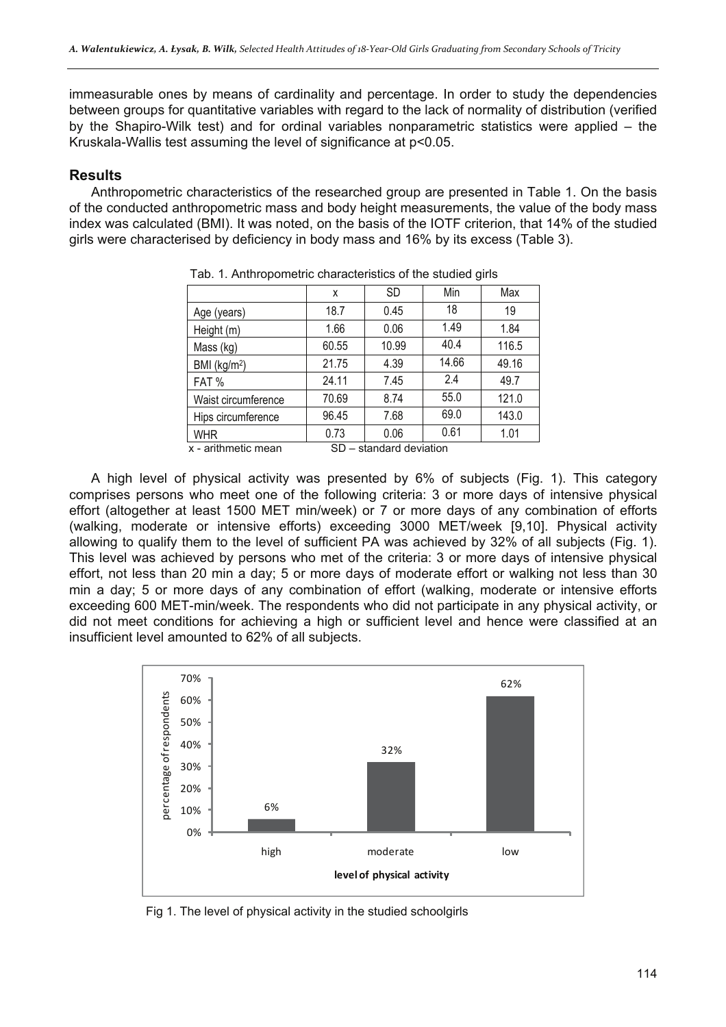immeasurable ones by means of cardinality and percentage. In order to study the dependencies between groups for quantitative variables with regard to the lack of normality of distribution (verified by the Shapiro-Wilk test) and for ordinal variables nonparametric statistics were applied – the Kruskala-Wallis test assuming the level of significance at $p<0.05$.

## Results

Anthropometric characteristics of the researched group are presented in Table 1. On the basis of the conducted anthropometric mass and body height measurements, the value of the body mass index was calculated (BMI). It was noted, on the basis of the IOTF criterion, that 14% of the studied girls were characterised by deficiency in body mass and 16% by its excess (Table 3).

Tab. 1. Anthropometric characteristics of the studied girls

| | x | SD | Min | Max |
|---|---|---|---|---|
| Age (years) | 18.7 | 0.45 | 18 | 19 |
| Height (m) | 1.66 | 0.06 | 1.49 | 1.84 |
| Mass (kg) | 60.55 | 10.99 | 40.4 | 116.5 |
| BMI (kg/m$^2$) | 21.75 | 4.39 | 14.66 | 49.16 |
| FAT % | 24.11 | 7.45 | 2.4 | 49.7 |
| Waist circumference | 70.69 | 8.74 | 55.0 | 121.0 |
| Hips circumference | 96.45 | 7.68 | 69.0 | 143.0 |
| WHR | 0.73 | 0.06 | 0.61 | 1.01 |

x - arithmetic mean SD – standard deviation

A high level of physical activity was presented by 6% of subjects (Fig. 1). This category comprises persons who meet one of the following criteria: 3 or more days of intensive physical effort (altogether at least 1500 MET min/week) or 7 or more days of any combination of efforts (walking, moderate or intensive efforts) exceeding 3000 MET/week [9,10]. Physical activity allowing to qualify them to the level of sufficient PA was achieved by 32% of all subjects (Fig. 1). This level was achieved by persons who met of the criteria: 3 or more days of intensive physical effort, not less than 20 min a day; 5 or more days of moderate effort or walking not less than 30 min a day; 5 or more days of any combination of effort (walking, moderate or intensive efforts exceeding 600 MET-min/week. The respondents who did not participate in any physical activity, or did not meet conditions for achieving a high or sufficient level and hence were classified at an insufficient level amounted to 62% of all subjects.

| level of physical activity | percentage of respondents |
|---|---|
| high | 6% |
| moderate | 32% |
| low | 62% |

Fig 1. The level of physical activity in the studied schoolgirls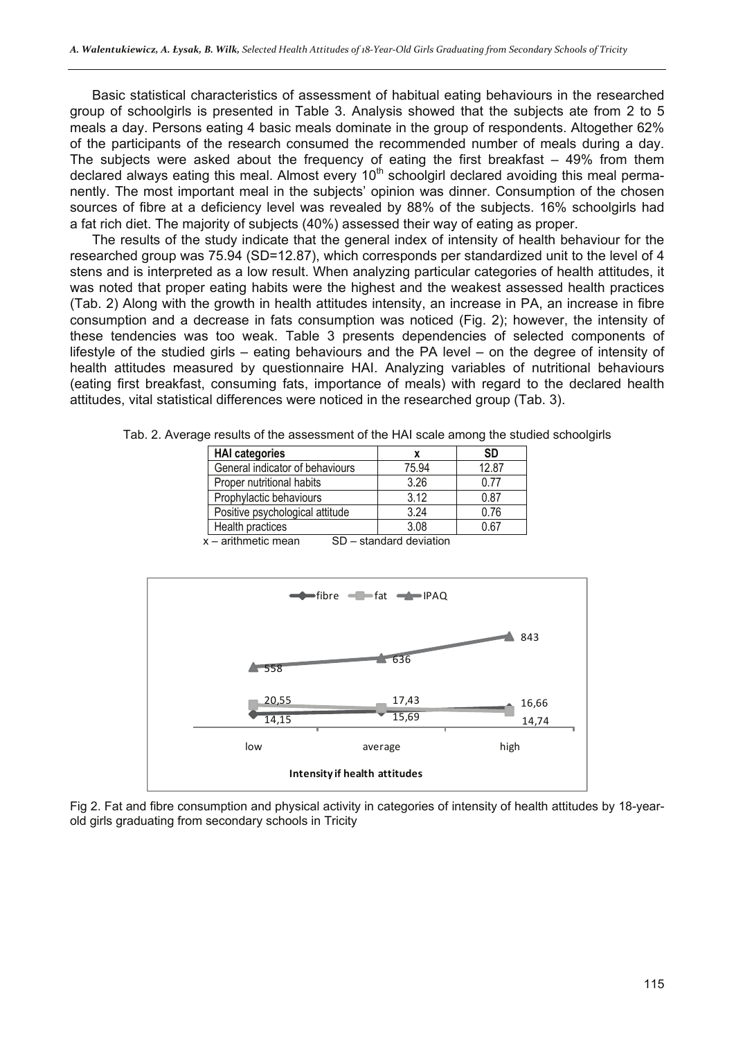Basic statistical characteristics of assessment of habitual eating behaviours in the researched group of schoolgirls is presented in Table 3. Analysis showed that the subjects ate from 2 to 5 meals a day. Persons eating 4 basic meals dominate in the group of respondents. Altogether 62% of the participants of the research consumed the recommended number of meals during a day. The subjects were asked about the frequency of eating the first breakfast – 49% from them declared always eating this meal. Almost every 10th schoolgirl declared avoiding this meal permanently. The most important meal in the subjects' opinion was dinner. Consumption of the chosen sources of fibre at a deficiency level was revealed by 88% of the subjects. 16% schoolgirls had a fat rich diet. The majority of subjects (40%) assessed their way of eating as proper.

The results of the study indicate that the general index of intensity of health behaviour for the researched group was 75.94 (SD=12.87), which corresponds per standardized unit to the level of 4 stens and is interpreted as a low result. When analyzing particular categories of health attitudes, it was noted that proper eating habits were the highest and the weakest assessed health practices (Tab. 2) Along with the growth in health attitudes intensity, an increase in PA, an increase in fibre consumption and a decrease in fats consumption was noticed (Fig. 2); however, the intensity of these tendencies was too weak. Table 3 presents dependencies of selected components of lifestyle of the studied girls – eating behaviours and the PA level – on the degree of intensity of health attitudes measured by questionnaire HAI. Analyzing variables of nutritional behaviours (eating first breakfast, consuming fats, importance of meals) with regard to the declared health attitudes, vital statistical differences were noticed in the researched group (Tab. 3).

Tab. 2. Average results of the assessment of the HAI scale among the studied schoolgirls

| HAI categories | x | SD |
|---|---|---|
| General indicator of behaviours | 75.94 | 12.87 |
| Proper nutritional habits | 3.26 | 0.77 |
| Prophylactic behaviours | 3.12 | 0.87 |
| Positive psychological attitude | 3.24 | 0.76 |
| Health practices | 3.08 | 0.67 |

x – arithmetic mean SD – standard deviation

| Intensity if health attitudes | fibre | fat | IPAQ |
|---|---|---|---|
| low | 14,15 | 20,55 | 558 |
| average | 15,69 | 17,43 | 636 |
| high | 16,66 | 14,74 | 843 |

Fig 2. Fat and fibre consumption and physical activity in categories of intensity of health attitudes by 18-year-old girls graduating from secondary schools in Tricity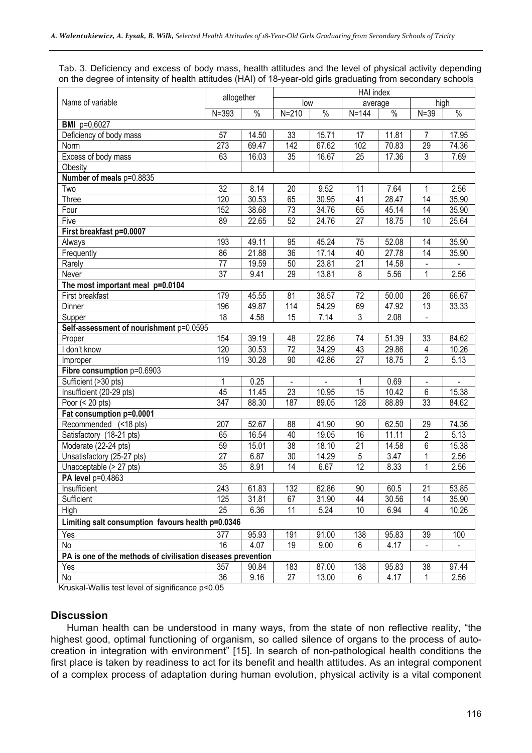Tab. 3. Deficiency and excess of body mass, health attitudes and the level of physical activity depending on the degree of intensity of health attitudes (HAI) of 18-year-old girls graduating from secondary schools

| Name of variable | altogether | | HAI index | | | | | |
|---|---|---|---|---|---|---|---|---|
| | | | low | | average | | high | |
| | N=393 | % | N=210 | % | N=144 | % | N=39 | % |
| **BMI** p=0,6027 | | | | | | | | |
| Deficiency of body mass | 57 | 14.50 | 33 | 15.71 | 17 | 11.81 | 7 | 17.95 |
| Norm | 273 | 69.47 | 142 | 67.62 | 102 | 70.83 | 29 | 74.36 |
| Excess of body mass | 63 | 16.03 | 35 | 16.67 | 25 | 17.36 | 3 | 7.69 |
| Obesity | | | | | | | | |
| **Number of meals** p=0.8835 | | | | | | | | |
| Two | 32 | 8.14 | 20 | 9.52 | 11 | 7.64 | 1 | 2.56 |
| Three | 120 | 30.53 | 65 | 30.95 | 41 | 28.47 | 14 | 35.90 |
| Four | 152 | 38.68 | 73 | 34.76 | 65 | 45.14 | 14 | 35.90 |
| Five | 89 | 22.65 | 52 | 24.76 | 27 | 18.75 | 10 | 25.64 |
| **First breakfast p=0.0007** | | | | | | | | |
| Always | 193 | 49.11 | 95 | 45.24 | 75 | 52.08 | 14 | 35.90 |
| Frequently | 86 | 21.88 | 36 | 17.14 | 40 | 27.78 | 14 | 35.90 |
| Rarely | 77 | 19.59 | 50 | 23.81 | 21 | 14.58 | - | - |
| Never | 37 | 9.41 | 29 | 13.81 | 8 | 5.56 | 1 | 2.56 |
| **The most important meal p=0.0104** | | | | | | | | |
| First breakfast | 179 | 45.55 | 81 | 38.57 | 72 | 50.00 | 26 | 66.67 |
| Dinner | 196 | 49.87 | 114 | 54.29 | 69 | 47.92 | 13 | 33.33 |
| Supper | 18 | 4.58 | 15 | 7.14 | 3 | 2.08 | - | |
| **Self-assessment of nourishment** p=0.0595 | | | | | | | | |
| Proper | 154 | 39.19 | 48 | 22.86 | 74 | 51.39 | 33 | 84.62 |
| I don't know | 120 | 30.53 | 72 | 34.29 | 43 | 29.86 | 4 | 10.26 |
| Improper | 119 | 30.28 | 90 | 42.86 | 27 | 18.75 | 2 | 5.13 |
| **Fibre consumption** p=0.6903 | | | | | | | | |
| Sufficient (>30 pts) | 1 | 0.25 | - | - | 1 | 0.69 | - | - |
| Insufficient (20-29 pts) | 45 | 11.45 | 23 | 10.95 | 15 | 10.42 | 6 | 15.38 |
| Poor (< 20 pts) | 347 | 88.30 | 187 | 89.05 | 128 | 88.89 | 33 | 84.62 |
| **Fat consumption p=0.0001** | | | | | | | | |
| Recommended (<18 pts) | 207 | 52.67 | 88 | 41.90 | 90 | 62.50 | 29 | 74.36 |
| Satisfactory (18-21 pts) | 65 | 16.54 | 40 | 19.05 | 16 | 11.11 | 2 | 5.13 |
| Moderate (22-24 pts) | 59 | 15.01 | 38 | 18.10 | 21 | 14.58 | 6 | 15.38 |
| Unsatisfactory (25-27 pts) | 27 | 6.87 | 30 | 14.29 | 5 | 3.47 | 1 | 2.56 |
| Unacceptable (> 27 pts) | 35 | 8.91 | 14 | 6.67 | 12 | 8.33 | 1 | 2.56 |
| **PA level** p=0.4863 | | | | | | | | |
| Insufficient | 243 | 61.83 | 132 | 62.86 | 90 | 60.5 | 21 | 53.85 |
| Sufficient | 125 | 31.81 | 67 | 31.90 | 44 | 30.56 | 14 | 35.90 |
| High | 25 | 6.36 | 11 | 5.24 | 10 | 6.94 | 4 | 10.26 |
| **Limiting salt consumption favours health p=0.0346** | | | | | | | | |
| Yes | 377 | 95.93 | 191 | 91.00 | 138 | 95.83 | 39 | 100 |
| No | 16 | 4.07 | 19 | 9.00 | 6 | 4.17 | - | - |
| **PA is one of the methods of civilisation diseases prevention** | | | | | | | | |
| Yes | 357 | 90.84 | 183 | 87.00 | 138 | 95.83 | 38 | 97.44 |
| No | 36 | 9.16 | 27 | 13.00 | 6 | 4.17 | 1 | 2.56 |

Kruskal-Wallis test level of significance p<0.05

## Discussion

Human health can be understood in many ways, from the state of non reflective reality, "the highest good, optimal functioning of organism, so called silence of organs to the process of auto-creation in integration with environment" [15]. In search of non-pathological health conditions the first place is taken by readiness to act for its benefit and health attitudes. As an integral component of a complex process of adaptation during human evolution, physical activity is a vital component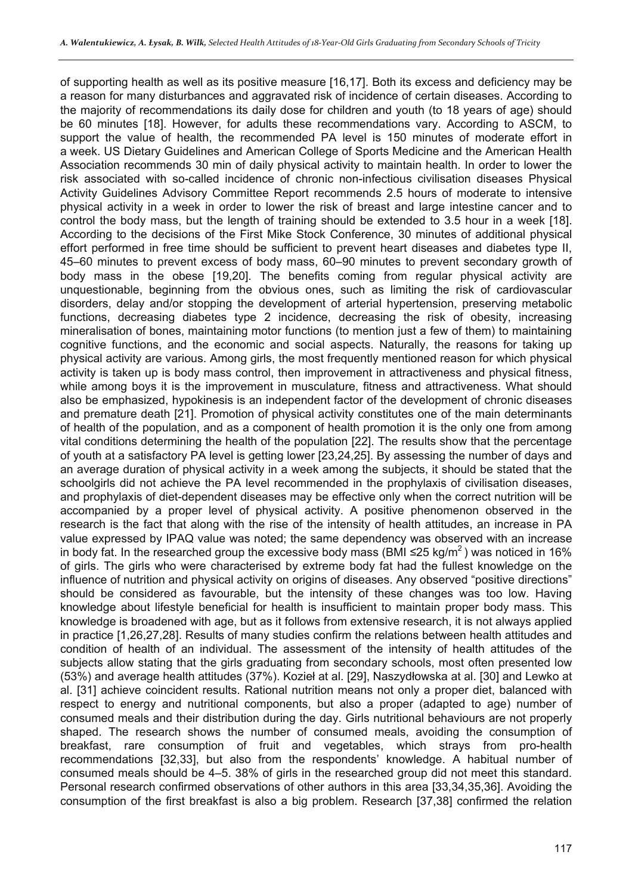of supporting health as well as its positive measure [16,17]. Both its excess and deficiency may be a reason for many disturbances and aggravated risk of incidence of certain diseases. According to the majority of recommendations its daily dose for children and youth (to 18 years of age) should be 60 minutes [18]. However, for adults these recommendations vary. According to ASCM, to support the value of health, the recommended PA level is 150 minutes of moderate effort in a week. US Dietary Guidelines and American College of Sports Medicine and the American Health Association recommends 30 min of daily physical activity to maintain health. In order to lower the risk associated with so-called incidence of chronic non-infectious civilisation diseases Physical Activity Guidelines Advisory Committee Report recommends 2.5 hours of moderate to intensive physical activity in a week in order to lower the risk of breast and large intestine cancer and to control the body mass, but the length of training should be extended to 3.5 hour in a week [18]. According to the decisions of the First Mike Stock Conference, 30 minutes of additional physical effort performed in free time should be sufficient to prevent heart diseases and diabetes type II, 45–60 minutes to prevent excess of body mass, 60–90 minutes to prevent secondary growth of body mass in the obese [19,20]. The benefits coming from regular physical activity are unquestionable, beginning from the obvious ones, such as limiting the risk of cardiovascular disorders, delay and/or stopping the development of arterial hypertension, preserving metabolic functions, decreasing diabetes type 2 incidence, decreasing the risk of obesity, increasing mineralisation of bones, maintaining motor functions (to mention just a few of them) to maintaining cognitive functions, and the economic and social aspects. Naturally, the reasons for taking up physical activity are various. Among girls, the most frequently mentioned reason for which physical activity is taken up is body mass control, then improvement in attractiveness and physical fitness, while among boys it is the improvement in musculature, fitness and attractiveness. What should also be emphasized, hypokinesis is an independent factor of the development of chronic diseases and premature death [21]. Promotion of physical activity constitutes one of the main determinants of health of the population, and as a component of health promotion it is the only one from among vital conditions determining the health of the population [22]. The results show that the percentage of youth at a satisfactory PA level is getting lower [23,24,25]. By assessing the number of days and an average duration of physical activity in a week among the subjects, it should be stated that the schoolgirls did not achieve the PA level recommended in the prophylaxis of civilisation diseases, and prophylaxis of diet-dependent diseases may be effective only when the correct nutrition will be accompanied by a proper level of physical activity. A positive phenomenon observed in the research is the fact that along with the rise of the intensity of health attitudes, an increase in PA value expressed by IPAQ value was noted; the same dependency was observed with an increase in body fat. In the researched group the excessive body mass (BMI ≤25 kg/m$^2$) was noticed in 16% of girls. The girls who were characterised by extreme body fat had the fullest knowledge on the influence of nutrition and physical activity on origins of diseases. Any observed "positive directions" should be considered as favourable, but the intensity of these changes was too low. Having knowledge about lifestyle beneficial for health is insufficient to maintain proper body mass. This knowledge is broadened with age, but as it follows from extensive research, it is not always applied in practice [1,26,27,28]. Results of many studies confirm the relations between health attitudes and condition of health of an individual. The assessment of the intensity of health attitudes of the subjects allow stating that the girls graduating from secondary schools, most often presented low (53%) and average health attitudes (37%). Kozieł at al. [29], Naszydłowska at al. [30] and Lewko at al. [31] achieve coincident results. Rational nutrition means not only a proper diet, balanced with respect to energy and nutritional components, but also a proper (adapted to age) number of consumed meals and their distribution during the day. Girls nutritional behaviours are not properly shaped. The research shows the number of consumed meals, avoiding the consumption of breakfast, rare consumption of fruit and vegetables, which strays from pro-health recommendations [32,33], but also from the respondents' knowledge. A habitual number of consumed meals should be 4–5. 38% of girls in the researched group did not meet this standard. Personal research confirmed observations of other authors in this area [33,34,35,36]. Avoiding the consumption of the first breakfast is also a big problem. Research [37,38] confirmed the relation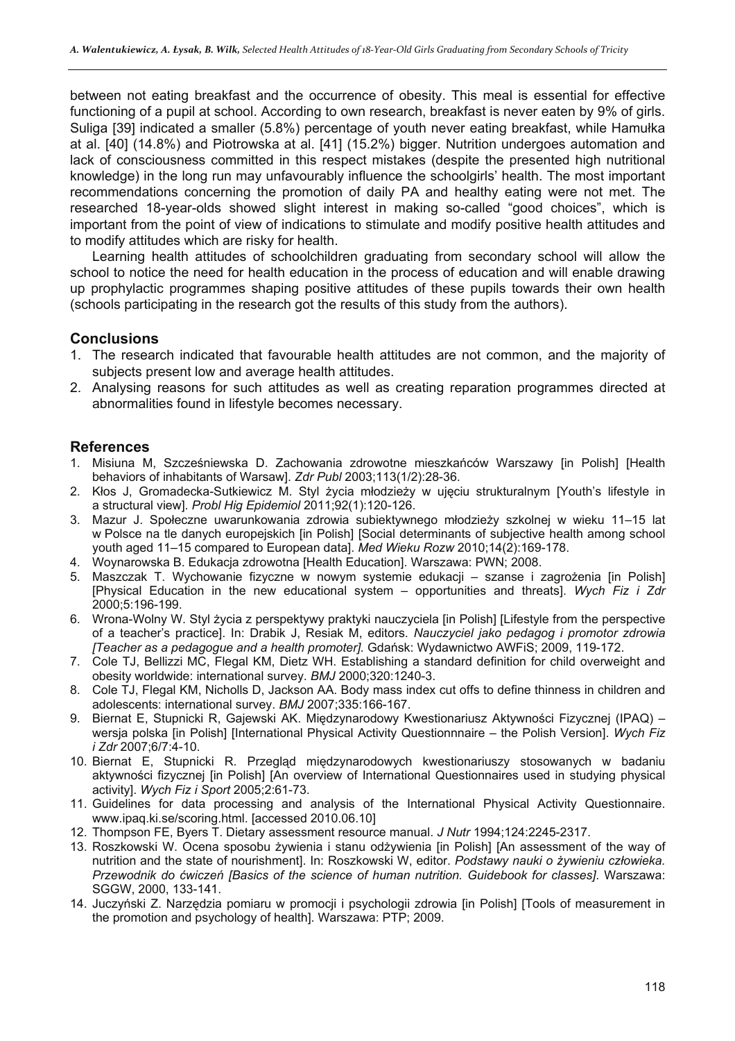between not eating breakfast and the occurrence of obesity. This meal is essential for effective functioning of a pupil at school. According to own research, breakfast is never eaten by 9% of girls. Suliga [39] indicated a smaller (5.8%) percentage of youth never eating breakfast, while Hamułka at al. [40] (14.8%) and Piotrowska at al. [41] (15.2%) bigger. Nutrition undergoes automation and lack of consciousness committed in this respect mistakes (despite the presented high nutritional knowledge) in the long run may unfavourably influence the schoolgirls' health. The most important recommendations concerning the promotion of daily PA and healthy eating were not met. The researched 18-year-olds showed slight interest in making so-called "good choices", which is important from the point of view of indications to stimulate and modify positive health attitudes and to modify attitudes which are risky for health.

Learning health attitudes of schoolchildren graduating from secondary school will allow the school to notice the need for health education in the process of education and will enable drawing up prophylactic programmes shaping positive attitudes of these pupils towards their own health (schools participating in the research got the results of this study from the authors).

## Conclusions

1. The research indicated that favourable health attitudes are not common, and the majority of subjects present low and average health attitudes.
2. Analysing reasons for such attitudes as well as creating reparation programmes directed at abnormalities found in lifestyle becomes necessary.

## References

1. Misiuna M, Szcześniewska D. Zachowania zdrowotne mieszkańców Warszawy [in Polish] [Health behaviors of inhabitants of Warsaw]. *Zdr Publ* 2003;113(1/2):28-36.
2. Kłos J, Gromadecka-Sutkiewicz M. Styl życia młodzieży w ujęciu strukturalnym [Youth's lifestyle in a structural view]. *Probl Hig Epidemiol* 2011;92(1):120-126.
3. Mazur J. Społeczne uwarunkowania zdrowia subiektywnego młodzieży szkolnej w wieku 11–15 lat w Polsce na tle danych europejskich [in Polish] [Social determinants of subjective health among school youth aged 11–15 compared to European data]. *Med Wieku Rozw* 2010;14(2):169-178.
4. Woynarowska B. Edukacja zdrowotna [Health Education]. Warszawa: PWN; 2008.
5. Maszczak T. Wychowanie fizyczne w nowym systemie edukacji – szanse i zagrożenia [in Polish] [Physical Education in the new educational system – opportunities and threats]. *Wych Fiz i Zdr* 2000;5:196-199.
6. Wrona-Wolny W. Styl życia z perspektywy praktyki nauczyciela [in Polish] [Lifestyle from the perspective of a teacher's practice]. In: Drabik J, Resiak M, editors. *Nauczyciel jako pedagog i promotor zdrowia [Teacher as a pedagogue and a health promoter]*. Gdańsk: Wydawnictwo AWFiS; 2009, 119-172.
7. Cole TJ, Bellizzi MC, Flegal KM, Dietz WH. Establishing a standard definition for child overweight and obesity worldwide: international survey. *BMJ* 2000;320:1240-3.
8. Cole TJ, Flegal KM, Nicholls D, Jackson AA. Body mass index cut offs to define thinness in children and adolescents: international survey. *BMJ* 2007;335:166-167.
9. Biernat E, Stupnicki R, Gajewski AK. Międzynarodowy Kwestionariusz Aktywności Fizycznej (IPAQ) – wersja polska [in Polish] [International Physical Activity Questionnnaire – the Polish Version]. *Wych Fiz i Zdr* 2007;6/7:4-10.
10. Biernat E, Stupnicki R. Przegląd międzynarodowych kwestionariuszy stosowanych w badaniu aktywności fizycznej [in Polish] [An overview of International Questionnaires used in studying physical activity]. *Wych Fiz i Sport* 2005;2:61-73.
11. Guidelines for data processing and analysis of the International Physical Activity Questionnaire. www.ipaq.ki.se/scoring.html. [accessed 2010.06.10]
12. Thompson FE, Byers T. Dietary assessment resource manual. *J Nutr* 1994;124:2245-2317.
13. Roszkowski W. Ocena sposobu żywienia i stanu odżywienia [in Polish] [An assessment of the way of nutrition and the state of nourishment]. In: Roszkowski W, editor. *Podstawy nauki o żywieniu człowieka. Przewodnik do ćwiczeń [Basics of the science of human nutrition. Guidebook for classes]*. Warszawa: SGGW, 2000, 133-141.
14. Juczyński Z. Narzędzia pomiaru w promocji i psychologii zdrowia [in Polish] [Tools of measurement in the promotion and psychology of health]. Warszawa: PTP; 2009.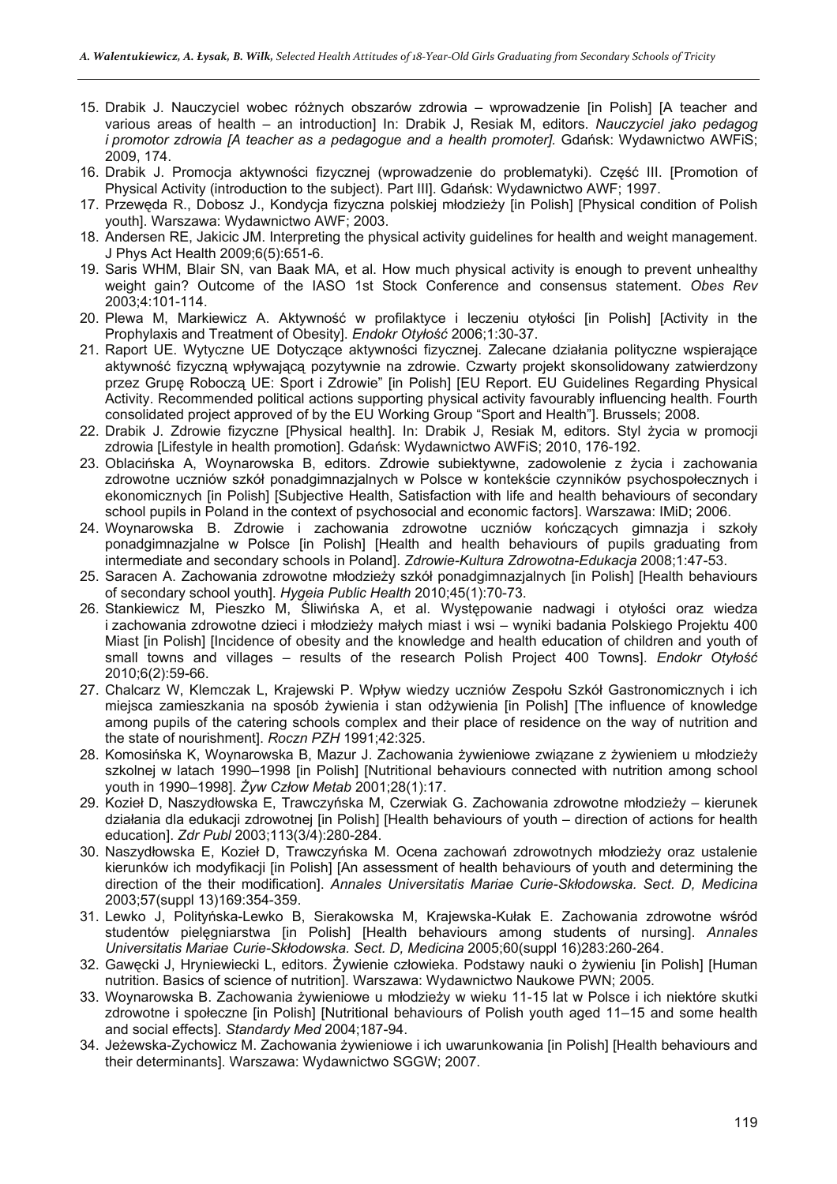15. Drabik J. Nauczyciel wobec różnych obszarów zdrowia – wprowadzenie [in Polish] [A teacher and various areas of health – an introduction] In: Drabik J, Resiak M, editors. *Nauczyciel jako pedagog i promotor zdrowia [A teacher as a pedagogue and a health promoter].* Gdańsk: Wydawnictwo AWFiS; 2009, 174.
16. Drabik J. Promocja aktywności fizycznej (wprowadzenie do problematyki). Część III. [Promotion of Physical Activity (introduction to the subject). Part III]. Gdańsk: Wydawnictwo AWF; 1997.
17. Przewęda R., Dobosz J., Kondycja fizyczna polskiej młodzieży [in Polish] [Physical condition of Polish youth]. Warszawa: Wydawnictwo AWF; 2003.
18. Andersen RE, Jakicic JM. Interpreting the physical activity guidelines for health and weight management. J Phys Act Health 2009;6(5):651-6.
19. Saris WHM, Blair SN, van Baak MA, et al. How much physical activity is enough to prevent unhealthy weight gain? Outcome of the IASO 1st Stock Conference and consensus statement. *Obes Rev* 2003;4:101-114.
20. Plewa M, Markiewicz A. Aktywność w profilaktyce i leczeniu otyłości [in Polish] [Activity in the Prophylaxis and Treatment of Obesity]. *Endokr Otyłość* 2006;1:30-37.
21. Raport UE. Wytyczne UE Dotyczące aktywności fizycznej. Zalecane działania polityczne wspierające aktywność fizyczną wpływającą pozytywnie na zdrowie. Czwarty projekt skonsolidowany zatwierdzony przez Grupę Roboczą UE: Sport i Zdrowie" [in Polish] [EU Report. EU Guidelines Regarding Physical Activity. Recommended political actions supporting physical activity favourably influencing health. Fourth consolidated project approved of by the EU Working Group "Sport and Health"]. Brussels; 2008.
22. Drabik J. Zdrowie fizyczne [Physical health]. In: Drabik J, Resiak M, editors. Styl życia w promocji zdrowia [Lifestyle in health promotion]. Gdańsk: Wydawnictwo AWFiS; 2010, 176-192.
23. Oblacińska A, Woynarowska B, editors. Zdrowie subiektywne, zadowolenie z życia i zachowania zdrowotne uczniów szkół ponadgimnazjalnych w Polsce w kontekście czynników psychospołecznych i ekonomicznych [in Polish] [Subjective Health, Satisfaction with life and health behaviours of secondary school pupils in Poland in the context of psychosocial and economic factors]. Warszawa: IMiD; 2006.
24. Woynarowska B. Zdrowie i zachowania zdrowotne uczniów kończących gimnazja i szkoły ponadgimnazjalne w Polsce [in Polish] [Health and health behaviours of pupils graduating from intermediate and secondary schools in Poland]. *Zdrowie-Kultura Zdrowotna-Edukacja* 2008;1:47-53.
25. Saracen A. Zachowania zdrowotne młodzieży szkół ponadgimnazjalnych [in Polish] [Health behaviours of secondary school youth]. *Hygeia Public Health* 2010;45(1):70-73.
26. Stankiewicz M, Pieszko M, Śliwińska A, et al. Występowanie nadwagi i otyłości oraz wiedza i zachowania zdrowotne dzieci i młodzieży małych miast i wsi – wyniki badania Polskiego Projektu 400 Miast [in Polish] [Incidence of obesity and the knowledge and health education of children and youth of small towns and villages – results of the research Polish Project 400 Towns]. *Endokr Otyłość* 2010;6(2):59-66.
27. Chalcarz W, Klemczak L, Krajewski P. Wpływ wiedzy uczniów Zespołu Szkół Gastronomicznych i ich miejsca zamieszkania na sposób żywienia i stan odżywienia [in Polish] [The influence of knowledge among pupils of the catering schools complex and their place of residence on the way of nutrition and the state of nourishment]. *Roczn PZH* 1991;42:325.
28. Komosińska K, Woynarowska B, Mazur J. Zachowania żywieniowe związane z żywieniem u młodzieży szkolnej w latach 1990–1998 [in Polish] [Nutritional behaviours connected with nutrition among school youth in 1990–1998]. *Żyw Człow Metab* 2001;28(1):17.
29. Kozieł D, Naszydłowska E, Trawczyńska M, Czerwiak G. Zachowania zdrowotne młodzieży – kierunek działania dla edukacji zdrowotnej [in Polish] [Health behaviours of youth – direction of actions for health education]. *Zdr Publ* 2003;113(3/4):280-284.
30. Naszydłowska E, Kozieł D, Trawczyńska M. Ocena zachowań zdrowotnych młodzieży oraz ustalenie kierunków ich modyfikacji [in Polish] [An assessment of health behaviours of youth and determining the direction of the their modification]. *Annales Universitatis Mariae Curie-Skłodowska. Sect. D, Medicina* 2003;57(suppl 13)169:354-359.
31. Lewko J, Polityńska-Lewko B, Sierakowska M, Krajewska-Kułak E. Zachowania zdrowotne wśród studentów pielęgniarstwa [in Polish] [Health behaviours among students of nursing]. *Annales Universitatis Mariae Curie-Skłodowska. Sect. D, Medicina* 2005;60(suppl 16)283:260-264.
32. Gawęcki J, Hryniewiecki L, editors. Żywienie człowieka. Podstawy nauki o żywieniu [in Polish] [Human nutrition. Basics of science of nutrition]. Warszawa: Wydawnictwo Naukowe PWN; 2005.
33. Woynarowska B. Zachowania żywieniowe u młodzieży w wieku 11-15 lat w Polsce i ich niektóre skutki zdrowotne i społeczne [in Polish] [Nutritional behaviours of Polish youth aged 11–15 and some health and social effects]. *Standardy Med* 2004;187-94.
34. Jeżewska-Zychowicz M. Zachowania żywieniowe i ich uwarunkowania [in Polish] [Health behaviours and their determinants]. Warszawa: Wydawnictwo SGGW; 2007.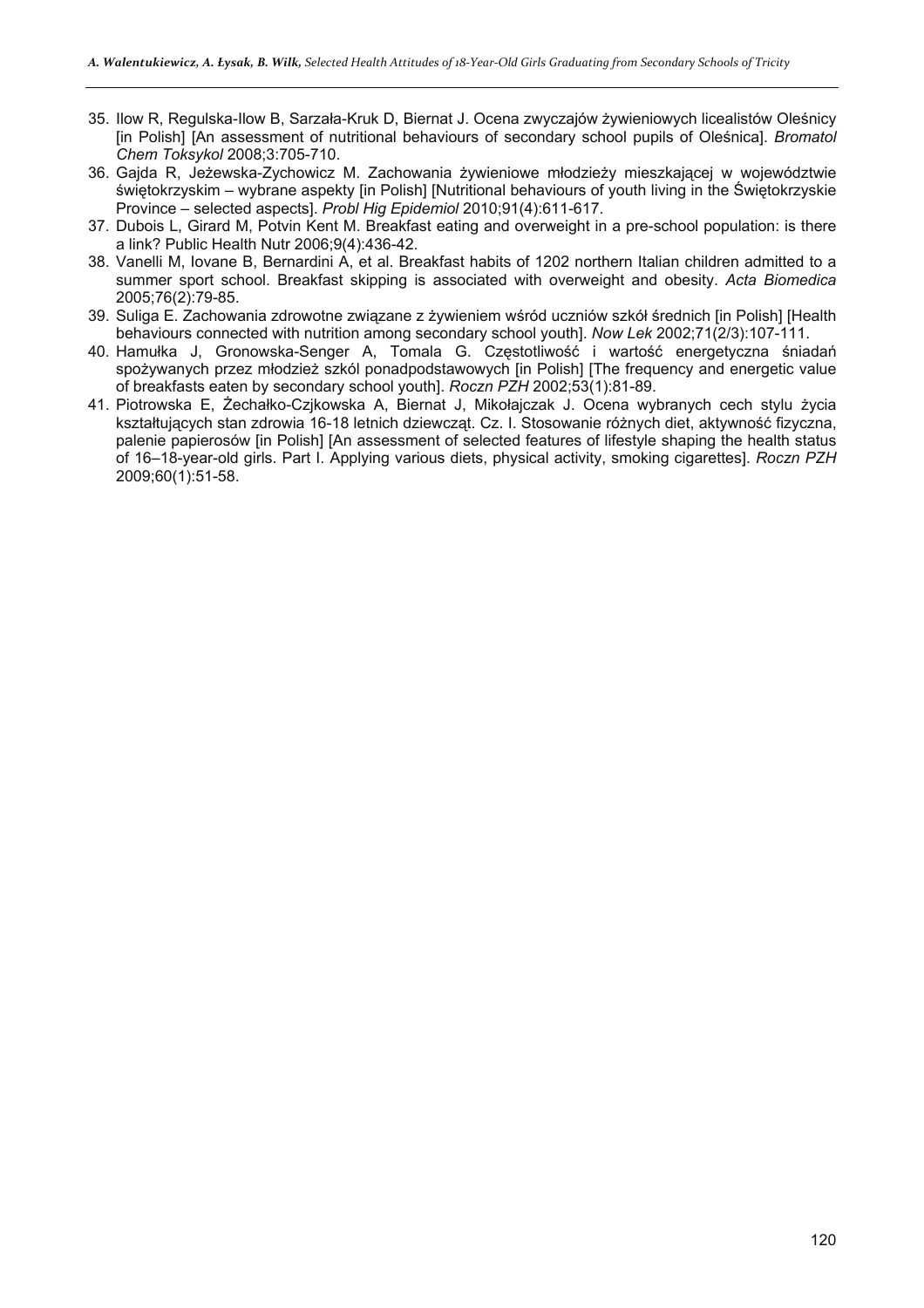35. Ilow R, Regulska-Ilow B, Sarzała-Kruk D, Biernat J. Ocena zwyczajów żywieniowych licealistów Oleśnicy [in Polish] [An assessment of nutritional behaviours of secondary school pupils of Oleśnica]. *Bromatol Chem Toksykol* 2008;3:705-710.
36. Gajda R, Jeżewska-Zychowicz M. Zachowania żywieniowe młodzieży mieszkającej w województwie świętokrzyskim – wybrane aspekty [in Polish] [Nutritional behaviours of youth living in the Świętokrzyskie Province – selected aspects]. *Probl Hig Epidemiol* 2010;91(4):611-617.
37. Dubois L, Girard M, Potvin Kent M. Breakfast eating and overweight in a pre-school population: is there a link? Public Health Nutr 2006;9(4):436-42.
38. Vanelli M, Iovane B, Bernardini A, et al. Breakfast habits of 1202 northern Italian children admitted to a summer sport school. Breakfast skipping is associated with overweight and obesity. *Acta Biomedica* 2005;76(2):79-85.
39. Suliga E. Zachowania zdrowotne związane z żywieniem wśród uczniów szkół średnich [in Polish] [Health behaviours connected with nutrition among secondary school youth]. *Now Lek* 2002;71(2/3):107-111.
40. Hamułka J, Gronowska-Senger A, Tomala G. Częstotliwość i wartość energetyczna śniadań spożywanych przez młodzież szkól ponadpodstawowych [in Polish] [The frequency and energetic value of breakfasts eaten by secondary school youth]. *Roczn PZH* 2002;53(1):81-89.
41. Piotrowska E, Żechałko-Czjkowska A, Biernat J, Mikołajczak J. Ocena wybranych cech stylu życia kształtujących stan zdrowia 16-18 letnich dziewcząt. Cz. I. Stosowanie różnych diet, aktywność fizyczna, palenie papierosów [in Polish] [An assessment of selected features of lifestyle shaping the health status of 16–18-year-old girls. Part I. Applying various diets, physical activity, smoking cigarettes]. *Roczn PZH* 2009;60(1):51-58.